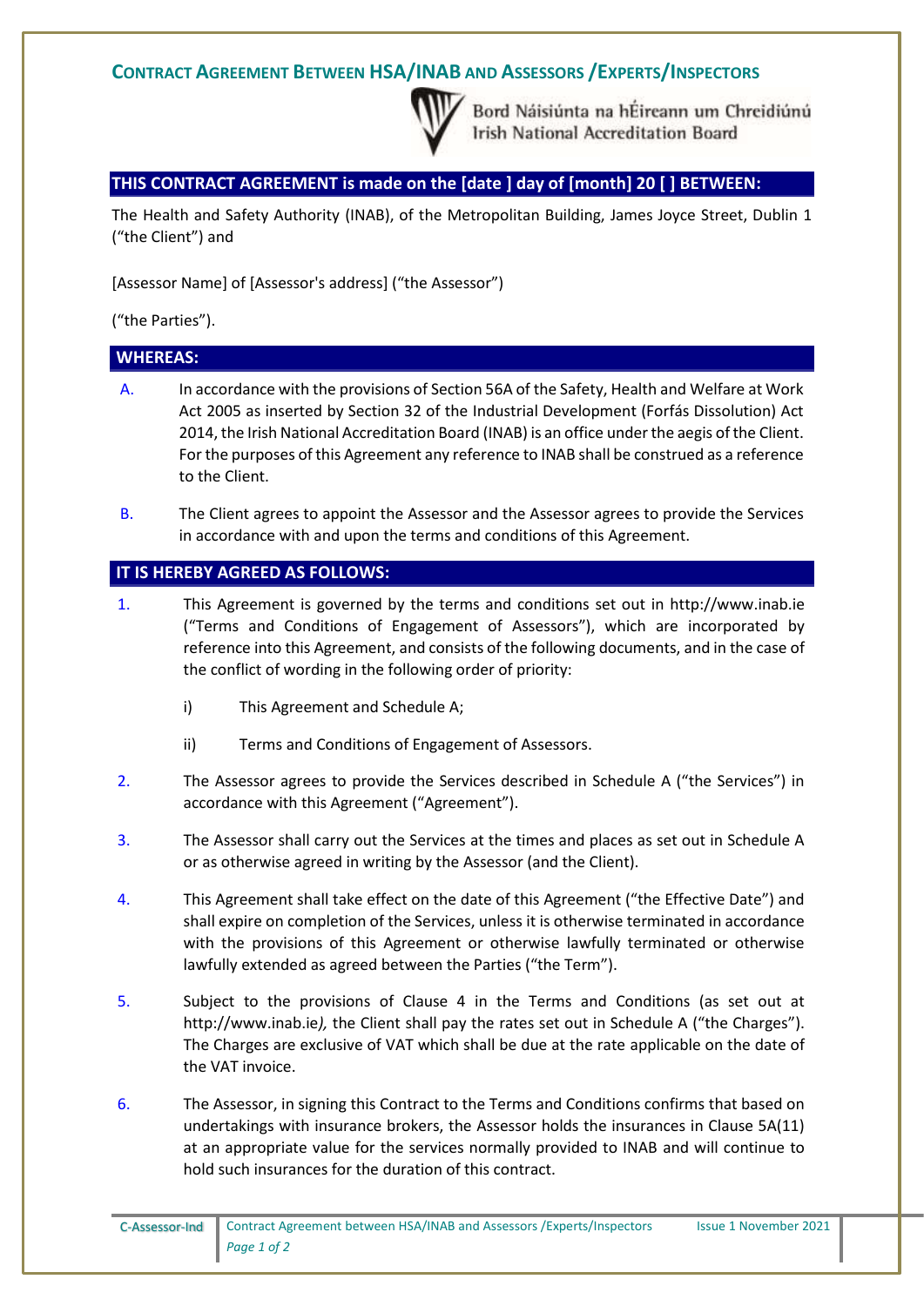# Contract Agreement Between HSA/INAB and Assessors /Experts/Inspectors

Bord Náisiúnta na hÉireann um Chreidiúnú
Irish National Accreditation Board

## THIS CONTRACT AGREEMENT is made on the [date ] day of [month] 20 [ ] BETWEEN:

The Health and Safety Authority (INAB), of the Metropolitan Building, James Joyce Street, Dublin 1 (“the Client”) and

[Assessor Name] of [Assessor's address] (“the Assessor”)

(“the Parties”).

## WHEREAS:

A. In accordance with the provisions of Section 56A of the Safety, Health and Welfare at Work Act 2005 as inserted by Section 32 of the Industrial Development (Forfás Dissolution) Act 2014, the Irish National Accreditation Board (INAB) is an office under the aegis of the Client. For the purposes of this Agreement any reference to INAB shall be construed as a reference to the Client.

B. The Client agrees to appoint the Assessor and the Assessor agrees to provide the Services in accordance with and upon the terms and conditions of this Agreement.

## IT IS HEREBY AGREED AS FOLLOWS:

1. This Agreement is governed by the terms and conditions set out in http://www.inab.ie (“Terms and Conditions of Engagement of Assessors”), which are incorporated by reference into this Agreement, and consists of the following documents, and in the case of the conflict of wording in the following order of priority:

   i) This Agreement and Schedule A;

   ii) Terms and Conditions of Engagement of Assessors.

2. The Assessor agrees to provide the Services described in Schedule A (“the Services”) in accordance with this Agreement (“Agreement”).

3. The Assessor shall carry out the Services at the times and places as set out in Schedule A or as otherwise agreed in writing by the Assessor (and the Client).

4. This Agreement shall take effect on the date of this Agreement (“the Effective Date”) and shall expire on completion of the Services, unless it is otherwise terminated in accordance with the provisions of this Agreement or otherwise lawfully terminated or otherwise lawfully extended as agreed between the Parties (“the Term”).

5. Subject to the provisions of Clause 4 in the Terms and Conditions (as set out at http://www.inab.ie*),* the Client shall pay the rates set out in Schedule A (“the Charges”). The Charges are exclusive of VAT which shall be due at the rate applicable on the date of the VAT invoice.

6. The Assessor, in signing this Contract to the Terms and Conditions confirms that based on undertakings with insurance brokers, the Assessor holds the insurances in Clause 5A(11) at an appropriate value for the services normally provided to INAB and will continue to hold such insurances for the duration of this contract.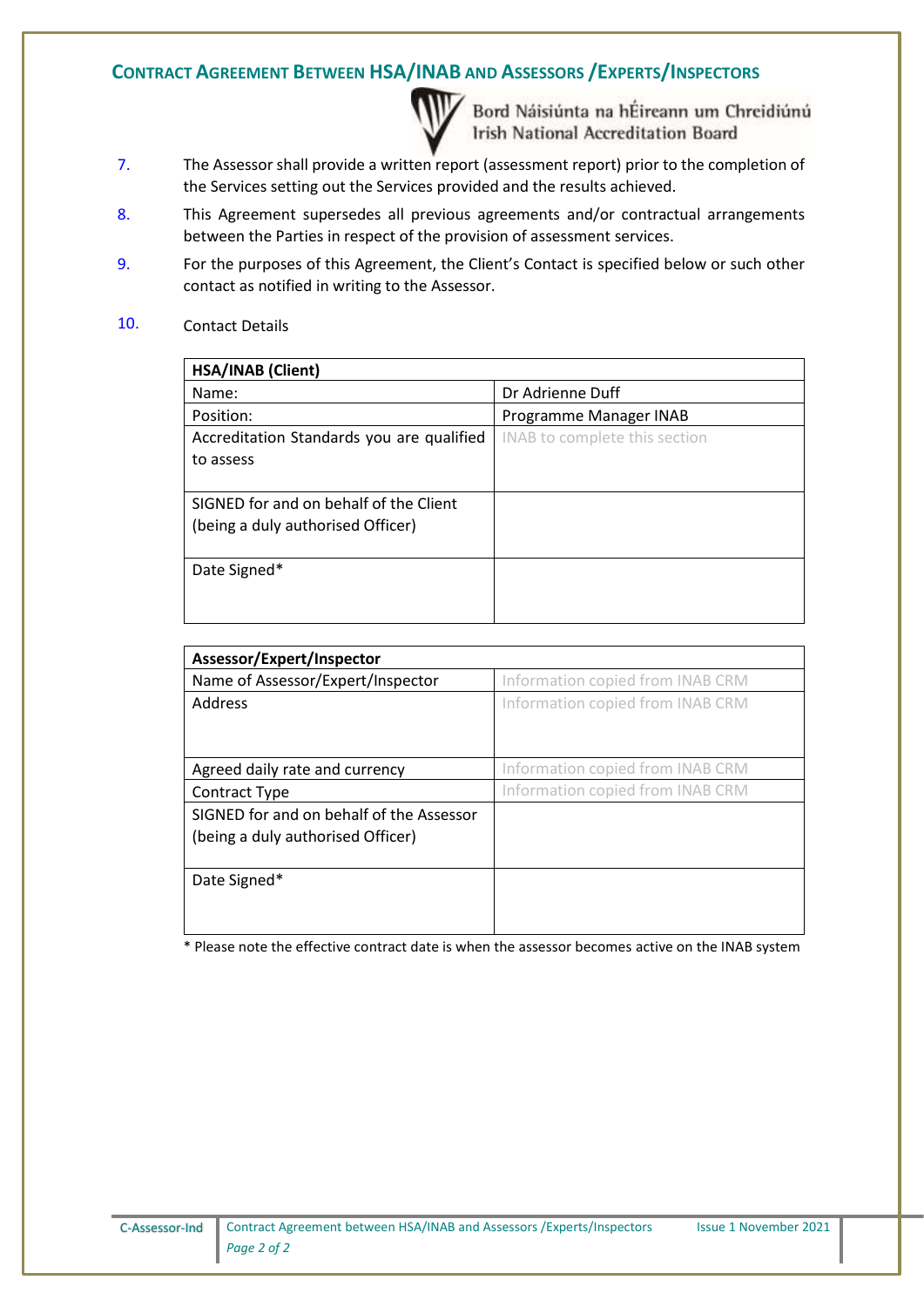7. The Assessor shall provide a written report (assessment report) prior to the completion of the Services setting out the Services provided and the results achieved.

8. This Agreement supersedes all previous agreements and/or contractual arrangements between the Parties in respect of the provision of assessment services.

9. For the purposes of this Agreement, the Client's Contact is specified below or such other contact as notified in writing to the Assessor.

10. Contact Details

| **HSA/INAB (Client)** | |
|---|---|
| Name: | Dr Adrienne Duff |
| Position: | Programme Manager INAB |
| Accreditation Standards you are qualified to assess | INAB to complete this section |
| SIGNED for and on behalf of the Client (being a duly authorised Officer) | |
| Date Signed* | |

| **Assessor/Expert/Inspector** | |
|---|---|
| Name of Assessor/Expert/Inspector | Information copied from INAB CRM |
| Address | Information copied from INAB CRM |
| Agreed daily rate and currency | Information copied from INAB CRM |
| Contract Type | Information copied from INAB CRM |
| SIGNED for and on behalf of the Assessor (being a duly authorised Officer) | |
| Date Signed* | |

* Please note the effective contract date is when the assessor becomes active on the INAB system